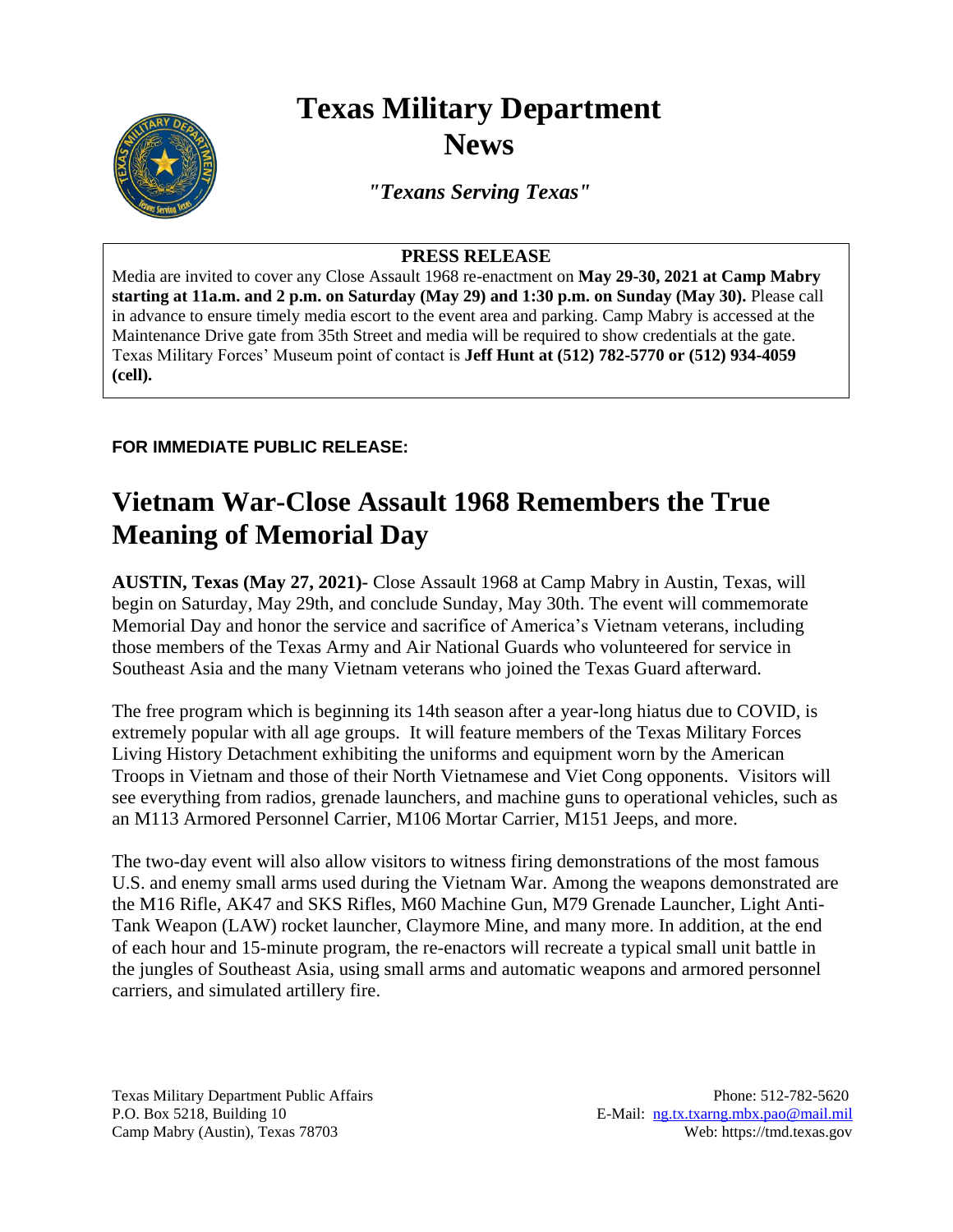# Texas Military Department News

***"Texans Serving Texas"***

**PRESS RELEASE**

Media are invited to cover any Close Assault 1968 re-enactment on **May 29-30, 2021 at Camp Mabry starting at 11a.m. and 2 p.m. on Saturday (May 29) and 1:30 p.m. on Sunday (May 30).** Please call in advance to ensure timely media escort to the event area and parking. Camp Mabry is accessed at the Maintenance Drive gate from 35th Street and media will be required to show credentials at the gate. Texas Military Forces' Museum point of contact is **Jeff Hunt at (512) 782-5770 or (512) 934-4059 (cell).**

**FOR IMMEDIATE PUBLIC RELEASE:**

## Vietnam War-Close Assault 1968 Remembers the True Meaning of Memorial Day

**AUSTIN, Texas (May 27, 2021)-** Close Assault 1968 at Camp Mabry in Austin, Texas, will begin on Saturday, May 29th, and conclude Sunday, May 30th. The event will commemorate Memorial Day and honor the service and sacrifice of America's Vietnam veterans, including those members of the Texas Army and Air National Guards who volunteered for service in Southeast Asia and the many Vietnam veterans who joined the Texas Guard afterward.

The free program which is beginning its 14th season after a year-long hiatus due to COVID, is extremely popular with all age groups. It will feature members of the Texas Military Forces Living History Detachment exhibiting the uniforms and equipment worn by the American Troops in Vietnam and those of their North Vietnamese and Viet Cong opponents. Visitors will see everything from radios, grenade launchers, and machine guns to operational vehicles, such as an M113 Armored Personnel Carrier, M106 Mortar Carrier, M151 Jeeps, and more.

The two-day event will also allow visitors to witness firing demonstrations of the most famous U.S. and enemy small arms used during the Vietnam War. Among the weapons demonstrated are the M16 Rifle, AK47 and SKS Rifles, M60 Machine Gun, M79 Grenade Launcher, Light Anti-Tank Weapon (LAW) rocket launcher, Claymore Mine, and many more. In addition, at the end of each hour and 15-minute program, the re-enactors will recreate a typical small unit battle in the jungles of Southeast Asia, using small arms and automatic weapons and armored personnel carriers, and simulated artillery fire.

Texas Military Department Public Affairs
P.O. Box 5218, Building 10
Camp Mabry (Austin), Texas 78703

Phone: 512-782-5620
E-Mail: ng.tx.txarng.mbx.pao@mail.mil
Web: https://tmd.texas.gov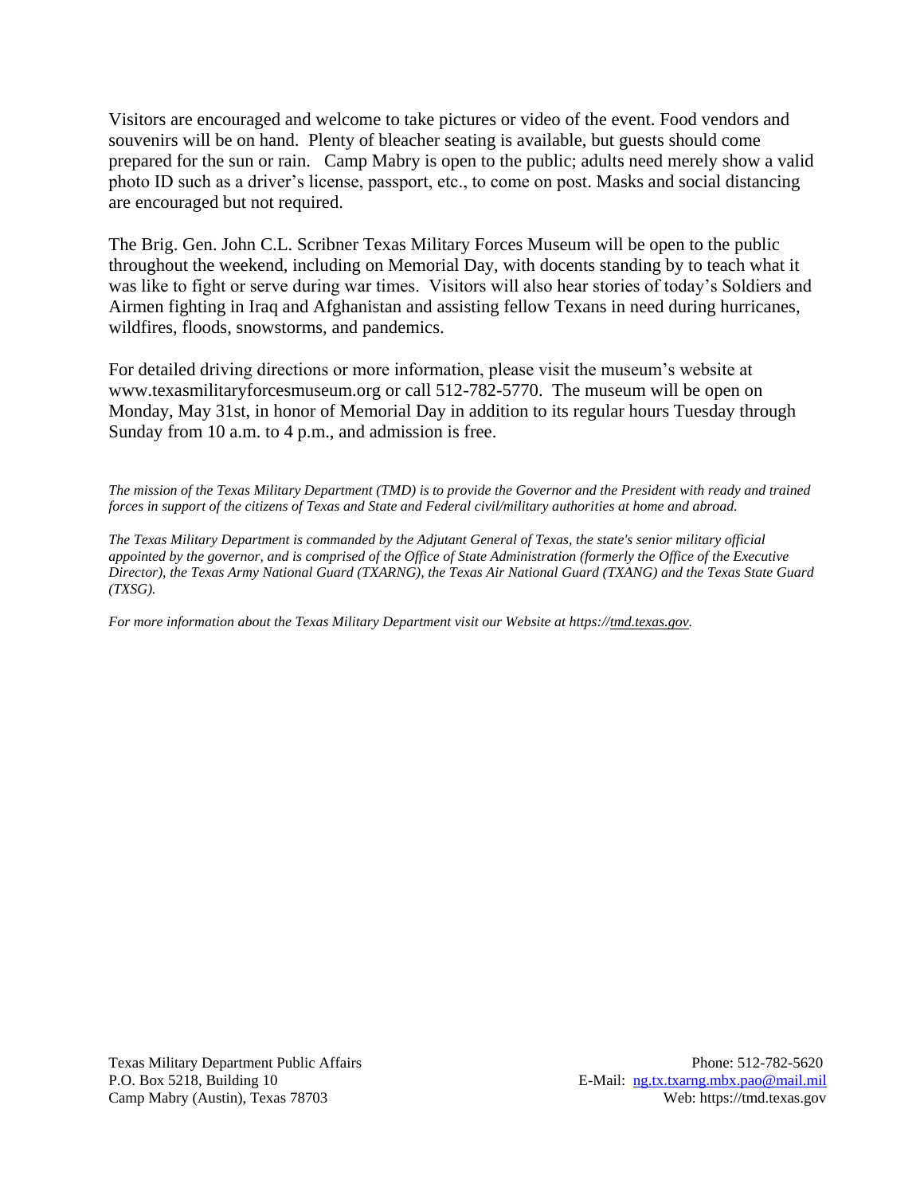Visitors are encouraged and welcome to take pictures or video of the event. Food vendors and souvenirs will be on hand. Plenty of bleacher seating is available, but guests should come prepared for the sun or rain. Camp Mabry is open to the public; adults need merely show a valid photo ID such as a driver's license, passport, etc., to come on post. Masks and social distancing are encouraged but not required.

The Brig. Gen. John C.L. Scribner Texas Military Forces Museum will be open to the public throughout the weekend, including on Memorial Day, with docents standing by to teach what it was like to fight or serve during war times. Visitors will also hear stories of today's Soldiers and Airmen fighting in Iraq and Afghanistan and assisting fellow Texans in need during hurricanes, wildfires, floods, snowstorms, and pandemics.

For detailed driving directions or more information, please visit the museum's website at www.texasmilitaryforcesmuseum.org or call 512-782-5770. The museum will be open on Monday, May 31st, in honor of Memorial Day in addition to its regular hours Tuesday through Sunday from 10 a.m. to 4 p.m., and admission is free.

*The mission of the Texas Military Department (TMD) is to provide the Governor and the President with ready and trained forces in support of the citizens of Texas and State and Federal civil/military authorities at home and abroad.*

*The Texas Military Department is commanded by the Adjutant General of Texas, the state's senior military official appointed by the governor, and is comprised of the Office of State Administration (formerly the Office of the Executive Director), the Texas Army National Guard (TXARNG), the Texas Air National Guard (TXANG) and the Texas State Guard (TXSG).*

*For more information about the Texas Military Department visit our Website at https://tmd.texas.gov.*

Texas Military Department Public Affairs
P.O. Box 5218, Building 10
Camp Mabry (Austin), Texas 78703

Phone: 512-782-5620
E-Mail: ng.tx.txarng.mbx.pao@mail.mil
Web: https://tmd.texas.gov